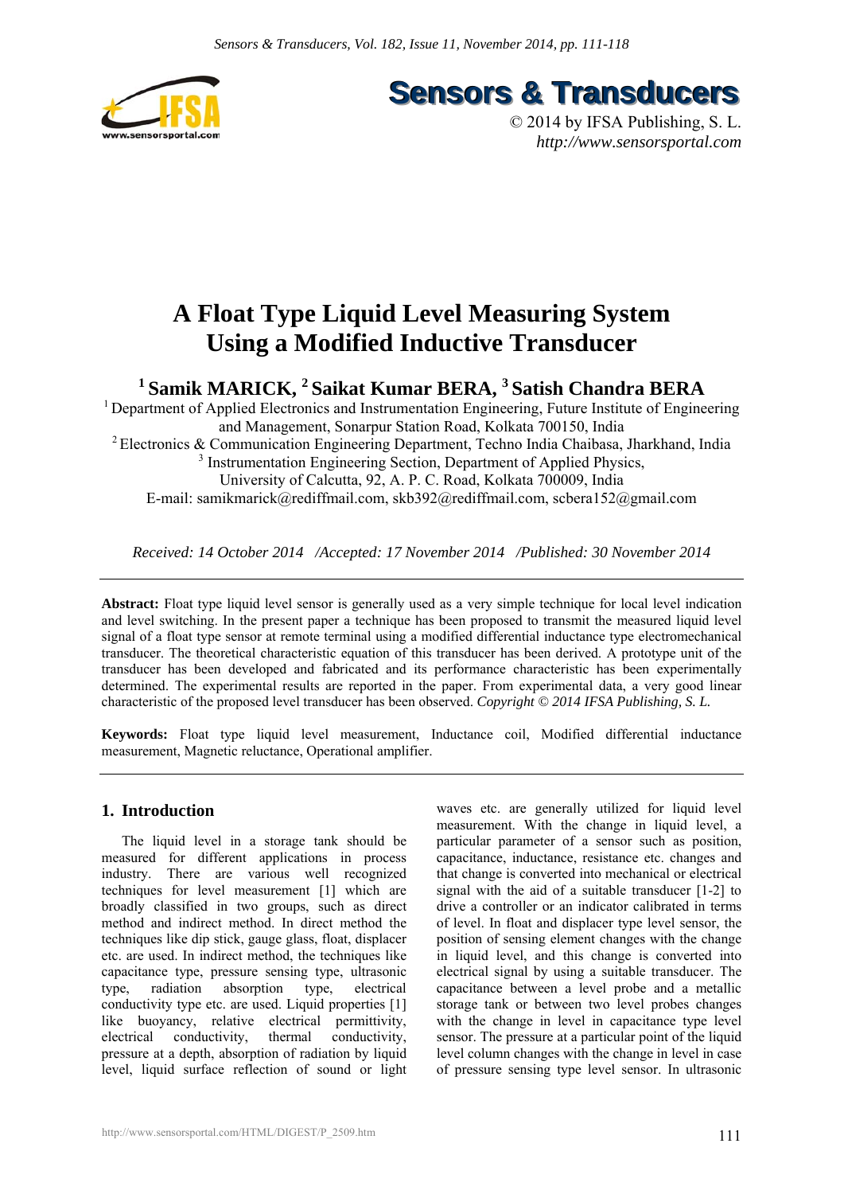# A Float Type Liquid Level Measuring System Using a Modified Inductive Transducer

**[1] Samik MARICK, [2] Saikat Kumar BERA, [3] Satish Chandra BERA**

[1] Department of Applied Electronics and Instrumentation Engineering, Future Institute of Engineering and Management, Sonarpur Station Road, Kolkata 700150, India

[2] Electronics & Communication Engineering Department, Techno India Chaibasa, Jharkhand, India

[3] Instrumentation Engineering Section, Department of Applied Physics, University of Calcutta, 92, A. P. C. Road, Kolkata 700009, India

E-mail: samikmarick@rediffmail.com, skb392@rediffmail.com, scbera152@gmail.com

*Received: 14 October 2014 /Accepted: 17 November 2014 /Published: 30 November 2014*

**Abstract:** Float type liquid level sensor is generally used as a very simple technique for local level indication and level switching. In the present paper a technique has been proposed to transmit the measured liquid level signal of a float type sensor at remote terminal using a modified differential inductance type electromechanical transducer. The theoretical characteristic equation of this transducer has been derived. A prototype unit of the transducer has been developed and fabricated and its performance characteristic has been experimentally determined. The experimental results are reported in the paper. From experimental data, a very good linear characteristic of the proposed level transducer has been observed. *Copyright © 2014 IFSA Publishing, S. L.*

**Keywords:** Float type liquid level measurement, Inductance coil, Modified differential inductance measurement, Magnetic reluctance, Operational amplifier.

## 1. Introduction

The liquid level in a storage tank should be measured for different applications in process industry. There are various well recognized techniques for level measurement [1] which are broadly classified in two groups, such as direct method and indirect method. In direct method the techniques like dip stick, gauge glass, float, displacer etc. are used. In indirect method, the techniques like capacitance type, pressure sensing type, ultrasonic type, radiation absorption type, electrical conductivity type etc. are used. Liquid properties [1] like buoyancy, relative electrical permittivity, electrical conductivity, thermal conductivity, pressure at a depth, absorption of radiation by liquid level, liquid surface reflection of sound or light waves etc. are generally utilized for liquid level measurement. With the change in liquid level, a particular parameter of a sensor such as position, capacitance, inductance, resistance etc. changes and that change is converted into mechanical or electrical signal with the aid of a suitable transducer [1-2] to drive a controller or an indicator calibrated in terms of level. In float and displacer type level sensor, the position of sensing element changes with the change in liquid level, and this change is converted into electrical signal by using a suitable transducer. The capacitance between a level probe and a metallic storage tank or between two level probes changes with the change in level in capacitance type level sensor. The pressure at a particular point of the liquid level column changes with the change in level in case of pressure sensing type level sensor. In ultrasonic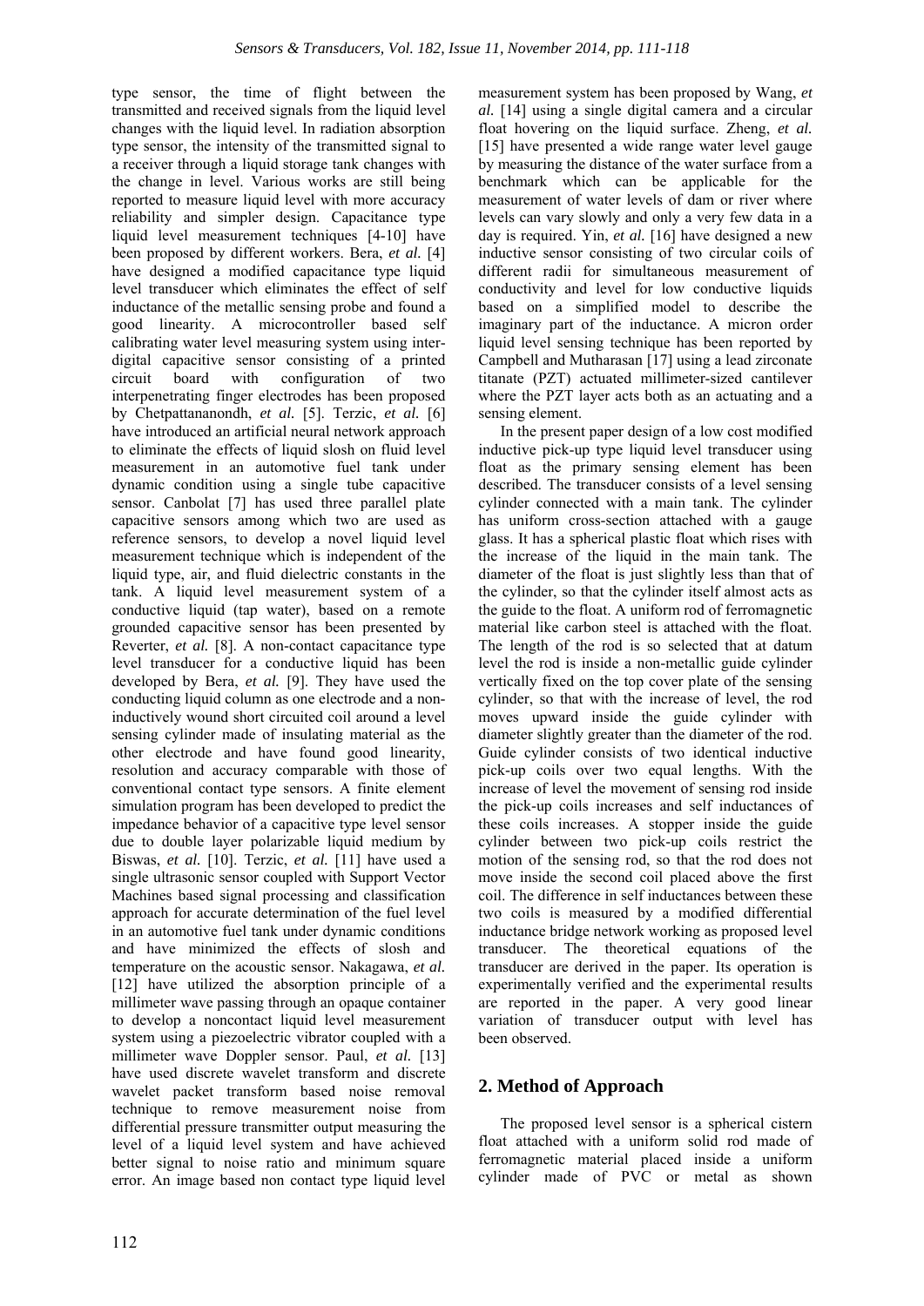type sensor, the time of flight between the transmitted and received signals from the liquid level changes with the liquid level. In radiation absorption type sensor, the intensity of the transmitted signal to a receiver through a liquid storage tank changes with the change in level. Various works are still being reported to measure liquid level with more accuracy reliability and simpler design. Capacitance type liquid level measurement techniques [4-10] have been proposed by different workers. Bera, *et al.* [4] have designed a modified capacitance type liquid level transducer which eliminates the effect of self inductance of the metallic sensing probe and found a good linearity. A microcontroller based self calibrating water level measuring system using inter-digital capacitive sensor consisting of a printed circuit board with configuration of two interpenetrating finger electrodes has been proposed by Chetpattananondh, *et al.* [5]. Terzic, *et al.* [6] have introduced an artificial neural network approach to eliminate the effects of liquid slosh on fluid level measurement in an automotive fuel tank under dynamic condition using a single tube capacitive sensor. Canbolat [7] has used three parallel plate capacitive sensors among which two are used as reference sensors, to develop a novel liquid level measurement technique which is independent of the liquid type, air, and fluid dielectric constants in the tank. A liquid level measurement system of a conductive liquid (tap water), based on a remote grounded capacitive sensor has been presented by Reverter, *et al.* [8]. A non-contact capacitance type level transducer for a conductive liquid has been developed by Bera, *et al.* [9]. They have used the conducting liquid column as one electrode and a non-inductively wound short circuited coil around a level sensing cylinder made of insulating material as the other electrode and have found good linearity, resolution and accuracy comparable with those of conventional contact type sensors. A finite element simulation program has been developed to predict the impedance behavior of a capacitive type level sensor due to double layer polarizable liquid medium by Biswas, *et al.* [10]. Terzic, *et al.* [11] have used a single ultrasonic sensor coupled with Support Vector Machines based signal processing and classification approach for accurate determination of the fuel level in an automotive fuel tank under dynamic conditions and have minimized the effects of slosh and temperature on the acoustic sensor. Nakagawa, *et al.* [12] have utilized the absorption principle of a millimeter wave passing through an opaque container to develop a noncontact liquid level measurement system using a piezoelectric vibrator coupled with a millimeter wave Doppler sensor. Paul, *et al.* [13] have used discrete wavelet transform and discrete wavelet packet transform based noise removal technique to remove measurement noise from differential pressure transmitter output measuring the level of a liquid level system and have achieved better signal to noise ratio and minimum square error. An image based non contact type liquid level measurement system has been proposed by Wang, *et al.* [14] using a single digital camera and a circular float hovering on the liquid surface. Zheng, *et al.* [15] have presented a wide range water level gauge by measuring the distance of the water surface from a benchmark which can be applicable for the measurement of water levels of dam or river where levels can vary slowly and only a very few data in a day is required. Yin, *et al.* [16] have designed a new inductive sensor consisting of two circular coils of different radii for simultaneous measurement of conductivity and level for low conductive liquids based on a simplified model to describe the imaginary part of the inductance. A micron order liquid level sensing technique has been reported by Campbell and Mutharasan [17] using a lead zirconate titanate (PZT) actuated millimeter-sized cantilever where the PZT layer acts both as an actuating and a sensing element.

In the present paper design of a low cost modified inductive pick-up type liquid level transducer using float as the primary sensing element has been described. The transducer consists of a level sensing cylinder connected with a main tank. The cylinder has uniform cross-section attached with a gauge glass. It has a spherical plastic float which rises with the increase of the liquid in the main tank. The diameter of the float is just slightly less than that of the cylinder, so that the cylinder itself almost acts as the guide to the float. A uniform rod of ferromagnetic material like carbon steel is attached with the float. The length of the rod is so selected that at datum level the rod is inside a non-metallic guide cylinder vertically fixed on the top cover plate of the sensing cylinder, so that with the increase of level, the rod moves upward inside the guide cylinder with diameter slightly greater than the diameter of the rod. Guide cylinder consists of two identical inductive pick-up coils over two equal lengths. With the increase of level the movement of sensing rod inside the pick-up coils increases and self inductances of these coils increases. A stopper inside the guide cylinder between two pick-up coils restrict the motion of the sensing rod, so that the rod does not move inside the second coil placed above the first coil. The difference in self inductances between these two coils is measured by a modified differential inductance bridge network working as proposed level transducer. The theoretical equations of the transducer are derived in the paper. Its operation is experimentally verified and the experimental results are reported in the paper. A very good linear variation of transducer output with level has been observed.

## 2. Method of Approach

The proposed level sensor is a spherical cistern float attached with a uniform solid rod made of ferromagnetic material placed inside a uniform cylinder made of PVC or metal as shown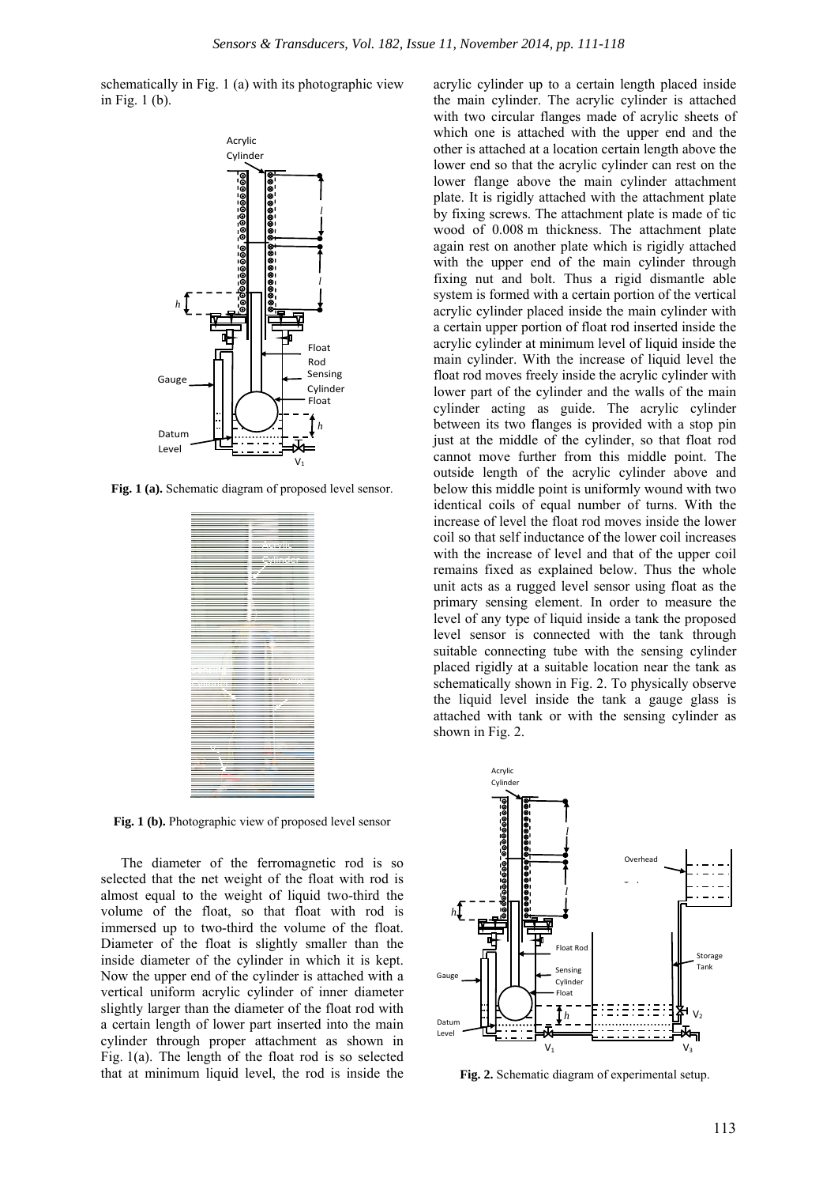schematically in Fig. 1 (a) with its photographic view in Fig. 1 (b).

Fig. 1 (a). Schematic diagram of proposed level sensor.

Fig. 1 (b). Photographic view of proposed level sensor

The diameter of the ferromagnetic rod is so selected that the net weight of the float with rod is almost equal to the weight of liquid two-third the volume of the float, so that float with rod is immersed up to two-third the volume of the float. Diameter of the float is slightly smaller than the inside diameter of the cylinder in which it is kept. Now the upper end of the cylinder is attached with a vertical uniform acrylic cylinder of inner diameter slightly larger than the diameter of the float rod with a certain length of lower part inserted into the main cylinder through proper attachment as shown in Fig. 1(a). The length of the float rod is so selected that at minimum liquid level, the rod is inside the acrylic cylinder up to a certain length placed inside the main cylinder. The acrylic cylinder is attached with two circular flanges made of acrylic sheets of which one is attached with the upper end and the other is attached at a location certain length above the lower end so that the acrylic cylinder can rest on the lower flange above the main cylinder attachment plate. It is rigidly attached with the attachment plate by fixing screws. The attachment plate is made of tic wood of 0.008 m thickness. The attachment plate again rest on another plate which is rigidly attached with the upper end of the main cylinder through fixing nut and bolt. Thus a rigid dismantle able system is formed with a certain portion of the vertical acrylic cylinder placed inside the main cylinder with a certain upper portion of float rod inserted inside the acrylic cylinder at minimum level of liquid inside the main cylinder. With the increase of liquid level the float rod moves freely inside the acrylic cylinder with lower part of the cylinder and the walls of the main cylinder acting as guide. The acrylic cylinder between its two flanges is provided with a stop pin just at the middle of the cylinder, so that float rod cannot move further from this middle point. The outside length of the acrylic cylinder above and below this middle point is uniformly wound with two identical coils of equal number of turns. With the increase of level the float rod moves inside the lower coil so that self inductance of the lower coil increases with the increase of level and that of the upper coil remains fixed as explained below. Thus the whole unit acts as a rugged level sensor using float as the primary sensing element. In order to measure the level of any type of liquid inside a tank the proposed level sensor is connected with the tank through suitable connecting tube with the sensing cylinder placed rigidly at a suitable location near the tank as schematically shown in Fig. 2. To physically observe the liquid level inside the tank a gauge glass is attached with tank or with the sensing cylinder as shown in Fig. 2.

Fig. 2. Schematic diagram of experimental setup.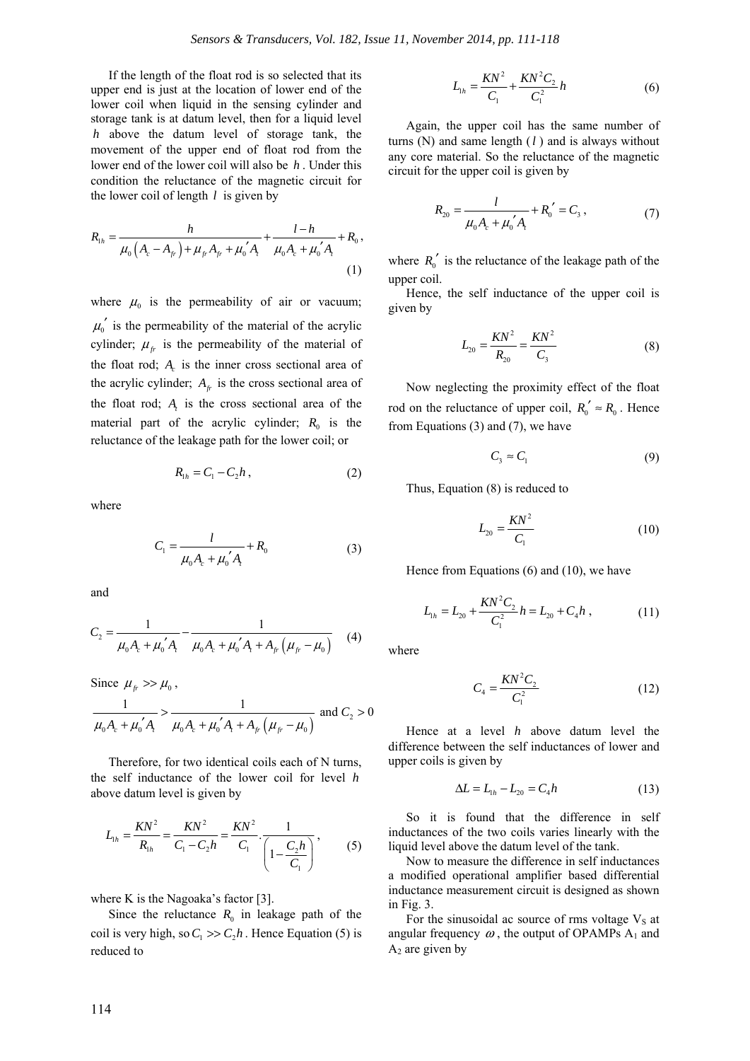If the length of the float rod is so selected that its upper end is just at the location of lower end of the lower coil when liquid in the sensing cylinder and storage tank is at datum level, then for a liquid level $h$ above the datum level of storage tank, the movement of the upper end of float rod from the lower end of the lower coil will also be $h$. Under this condition the reluctance of the magnetic circuit for the lower coil of length $l$ is given by

$$R_{1h} = \frac{h}{\mu_0\left(A_c - A_{fr}\right) + \mu_{fr}A_{fr} + \mu_0' A_t} + \frac{l-h}{\mu_0 A_c + \mu_0' A_t} + R_0, \tag{1}$$

where $\mu_0$ is the permeability of air or vacuum; $\mu_0'$ is the permeability of the material of the acrylic cylinder; $\mu_{fr}$ is the permeability of the material of the float rod; $A_c$ is the inner cross sectional area of the acrylic cylinder; $A_{fr}$ is the cross sectional area of the float rod; $A_t$ is the cross sectional area of the material part of the acrylic cylinder; $R_0$ is the reluctance of the leakage path for the lower coil; or

$$R_{1h} = C_1 - C_2 h, \tag{2}$$

where

$$C_1 = \frac{l}{\mu_0 A_c + \mu_0' A_t} + R_0 \tag{3}$$

and

$$C_2 = \frac{1}{\mu_0 A_c + \mu_0' A_t} - \frac{1}{\mu_0 A_c + \mu_0' A_t + A_{fr}\left(\mu_{fr} - \mu_0\right)} \tag{4}$$

Since $\mu_{fr} >> \mu_0$,

$$\frac{1}{\mu_0 A_c + \mu_0' A_t} > \frac{1}{\mu_0 A_c + \mu_0' A_t + A_{fr}\left(\mu_{fr} - \mu_0\right)} \text{ and } C_2 > 0$$

Therefore, for two identical coils each of N turns, the self inductance of the lower coil for level $h$ above datum level is given by

$$L_{1h} = \frac{KN^2}{R_{1h}} = \frac{KN^2}{C_1 - C_2 h} = \frac{KN^2}{C_1} \cdot \frac{1}{\left(1 - \dfrac{C_2 h}{C_1}\right)}, \tag{5}$$

where K is the Nagoaka's factor [3].

Since the reluctance $R_0$ in leakage path of the coil is very high, so $C_1 >> C_2 h$. Hence Equation (5) is reduced to

$$L_{1h} = \frac{KN^2}{C_1} + \frac{KN^2 C_2}{C_1^2} h \tag{6}$$

Again, the upper coil has the same number of turns (N) and same length ($l$) and is always without any core material. So the reluctance of the magnetic circuit for the upper coil is given by

$$R_{20} = \frac{l}{\mu_0 A_c + \mu_0' A_t} + R_0' = C_3, \tag{7}$$

where $R_0'$ is the reluctance of the leakage path of the upper coil.

Hence, the self inductance of the upper coil is given by

$$L_{20} = \frac{KN^2}{R_{20}} = \frac{KN^2}{C_3} \tag{8}$$

Now neglecting the proximity effect of the float rod on the reluctance of upper coil, $R_0' \approx R_0$. Hence from Equations (3) and (7), we have

$$C_3 \approx C_1 \tag{9}$$

Thus, Equation (8) is reduced to

$$L_{20} = \frac{KN^2}{C_1} \tag{10}$$

Hence from Equations (6) and (10), we have

$$L_{1h} = L_{20} + \frac{KN^2 C_2}{C_1^2} h = L_{20} + C_4 h, \tag{11}$$

where

$$C_4 = \frac{KN^2 C_2}{C_1^2} \tag{12}$$

Hence at a level $h$ above datum level the difference between the self inductances of lower and upper coils is given by

$$\Delta L = L_{1h} - L_{20} = C_4 h \tag{13}$$

So it is found that the difference in self inductances of the two coils varies linearly with the liquid level above the datum level of the tank.

Now to measure the difference in self inductances a modified operational amplifier based differential inductance measurement circuit is designed as shown in Fig. 3.

For the sinusoidal ac source of rms voltage $V_S$ at angular frequency $\omega$, the output of OPAMPs $A_1$ and $A_2$ are given by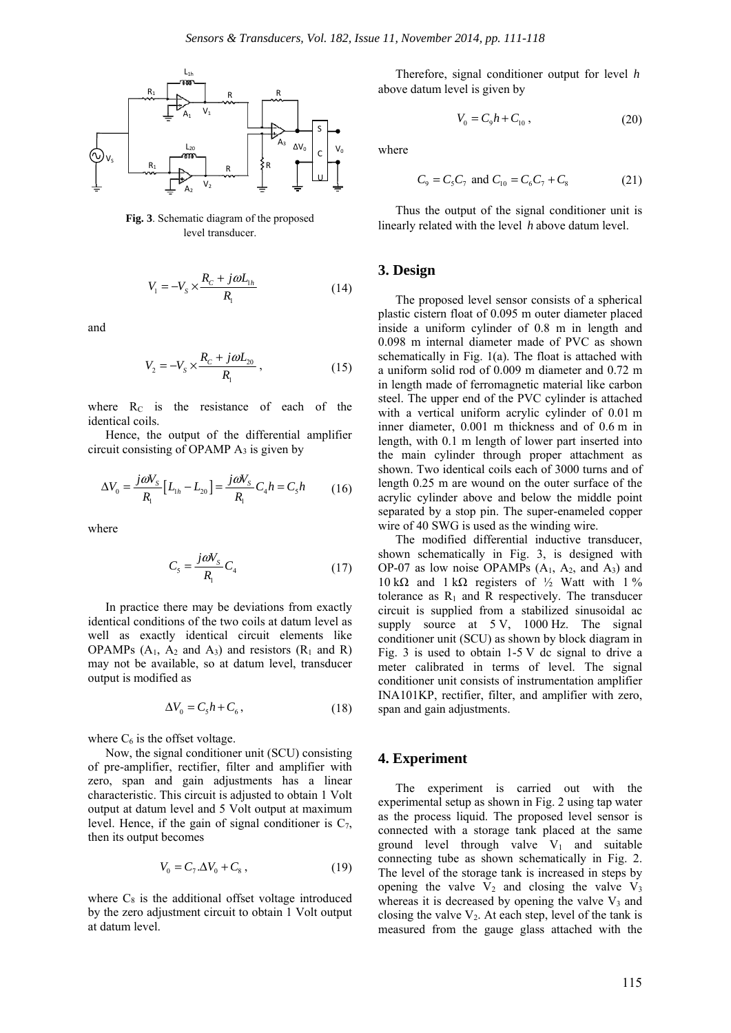**Fig. 3**. Schematic diagram of the proposed level transducer.

$$V_1 = -V_S \times \frac{R_C + j\omega L_{1h}}{R_1} \tag{14}$$

and

$$V_2 = -V_S \times \frac{R_C + j\omega L_{20}}{R_1}, \tag{15}$$

where $R_C$ is the resistance of each of the identical coils.

Hence, the output of the differential amplifier circuit consisting of OPAMP $A_3$ is given by

$$\Delta V_0 = \frac{j\omega V_S}{R_1}\left[L_{1h} - L_{20}\right] = \frac{j\omega V_S}{R_1} C_4 h = C_5 h \tag{16}$$

where

$$C_5 = \frac{j\omega V_S}{R_1} C_4 \tag{17}$$

In practice there may be deviations from exactly identical conditions of the two coils at datum level as well as exactly identical circuit elements like OPAMPs ($A_1$, $A_2$ and $A_3$) and resistors ($R_1$ and R) may not be available, so at datum level, transducer output is modified as

$$\Delta V_0 = C_5 h + C_6, \tag{18}$$

where $C_6$ is the offset voltage.

Now, the signal conditioner unit (SCU) consisting of pre-amplifier, rectifier, filter and amplifier with zero, span and gain adjustments has a linear characteristic. This circuit is adjusted to obtain 1 Volt output at datum level and 5 Volt output at maximum level. Hence, if the gain of signal conditioner is $C_7$, then its output becomes

$$V_0 = C_7 . \Delta V_0 + C_8, \tag{19}$$

where $C_8$ is the additional offset voltage introduced by the zero adjustment circuit to obtain 1 Volt output at datum level.

Therefore, signal conditioner output for level $h$ above datum level is given by

$$V_0 = C_9 h + C_{10}, \tag{20}$$

where

$$C_9 = C_5 C_7 \text{ and } C_{10} = C_6 C_7 + C_8 \tag{21}$$

Thus the output of the signal conditioner unit is linearly related with the level $h$ above datum level.

## 3. Design

The proposed level sensor consists of a spherical plastic cistern float of 0.095 m outer diameter placed inside a uniform cylinder of 0.8 m in length and 0.098 m internal diameter made of PVC as shown schematically in Fig. 1(a). The float is attached with a uniform solid rod of 0.009 m diameter and 0.72 m in length made of ferromagnetic material like carbon steel. The upper end of the PVC cylinder is attached with a vertical uniform acrylic cylinder of 0.01 m inner diameter, 0.001 m thickness and of 0.6 m in length, with 0.1 m length of lower part inserted into the main cylinder through proper attachment as shown. Two identical coils each of 3000 turns and of length 0.25 m are wound on the outer surface of the acrylic cylinder above and below the middle point separated by a stop pin. The super-enameled copper wire of 40 SWG is used as the winding wire.

The modified differential inductive transducer, shown schematically in Fig. 3, is designed with OP-07 as low noise OPAMPs ($A_1$, $A_2$, and $A_3$) and 10 kΩ and 1 kΩ registers of ½ Watt with 1 % tolerance as $R_1$ and R respectively. The transducer circuit is supplied from a stabilized sinusoidal ac supply source at 5 V, 1000 Hz. The signal conditioner unit (SCU) as shown by block diagram in Fig. 3 is used to obtain 1-5 V dc signal to drive a meter calibrated in terms of level. The signal conditioner unit consists of instrumentation amplifier INA101KP, rectifier, filter, and amplifier with zero, span and gain adjustments.

## 4. Experiment

The experiment is carried out with the experimental setup as shown in Fig. 2 using tap water as the process liquid. The proposed level sensor is connected with a storage tank placed at the same ground level through valve $V_1$ and suitable connecting tube as shown schematically in Fig. 2. The level of the storage tank is increased in steps by opening the valve $V_2$ and closing the valve $V_3$ whereas it is decreased by opening the valve $V_3$ and closing the valve $V_2$. At each step, level of the tank is measured from the gauge glass attached with the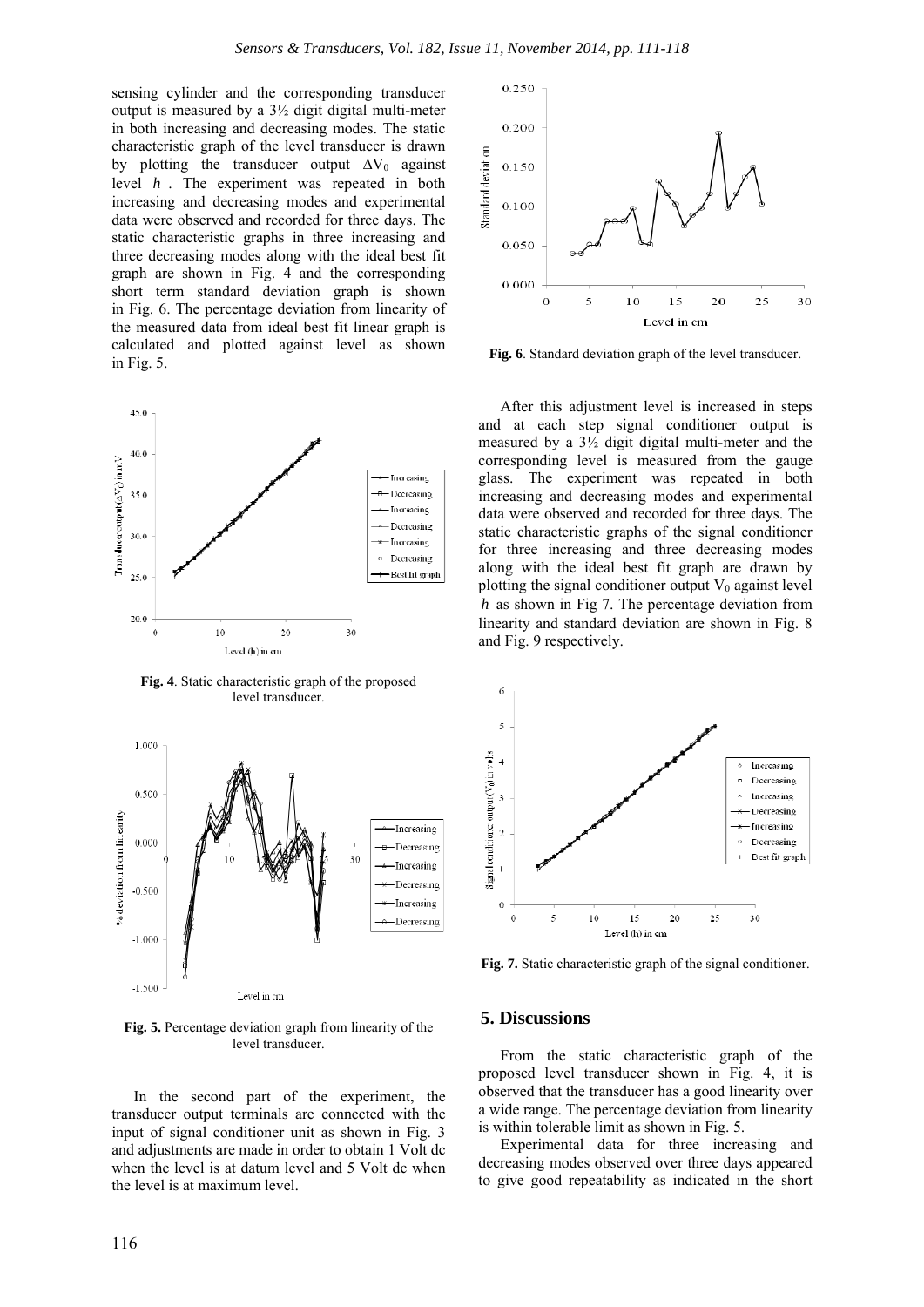sensing cylinder and the corresponding transducer output is measured by a 3½ digit digital multi-meter in both increasing and decreasing modes. The static characteristic graph of the level transducer is drawn by plotting the transducer output $\Delta V_0$ against level $h$. The experiment was repeated in both increasing and decreasing modes and experimental data were observed and recorded for three days. The static characteristic graphs in three increasing and three decreasing modes along with the ideal best fit graph are shown in Fig. 4 and the corresponding short term standard deviation graph is shown in Fig. 6. The percentage deviation from linearity of the measured data from ideal best fit linear graph is calculated and plotted against level as shown in Fig. 5.

**Fig. 4**. Static characteristic graph of the proposed level transducer.

**Fig. 5.** Percentage deviation graph from linearity of the level transducer.

In the second part of the experiment, the transducer output terminals are connected with the input of signal conditioner unit as shown in Fig. 3 and adjustments are made in order to obtain 1 Volt dc when the level is at datum level and 5 Volt dc when the level is at maximum level.

**Fig. 6**. Standard deviation graph of the level transducer.

After this adjustment level is increased in steps and at each step signal conditioner output is measured by a 3½ digit digital multi-meter and the corresponding level is measured from the gauge glass. The experiment was repeated in both increasing and decreasing modes and experimental data were observed and recorded for three days. The static characteristic graphs of the signal conditioner for three increasing and three decreasing modes along with the ideal best fit graph are drawn by plotting the signal conditioner output $V_0$ against level $h$ as shown in Fig 7. The percentage deviation from linearity and standard deviation are shown in Fig. 8 and Fig. 9 respectively.

**Fig. 7.** Static characteristic graph of the signal conditioner.

## 5. Discussions

From the static characteristic graph of the proposed level transducer shown in Fig. 4, it is observed that the transducer has a good linearity over a wide range. The percentage deviation from linearity is within tolerable limit as shown in Fig. 5.

Experimental data for three increasing and decreasing modes observed over three days appeared to give good repeatability as indicated in the short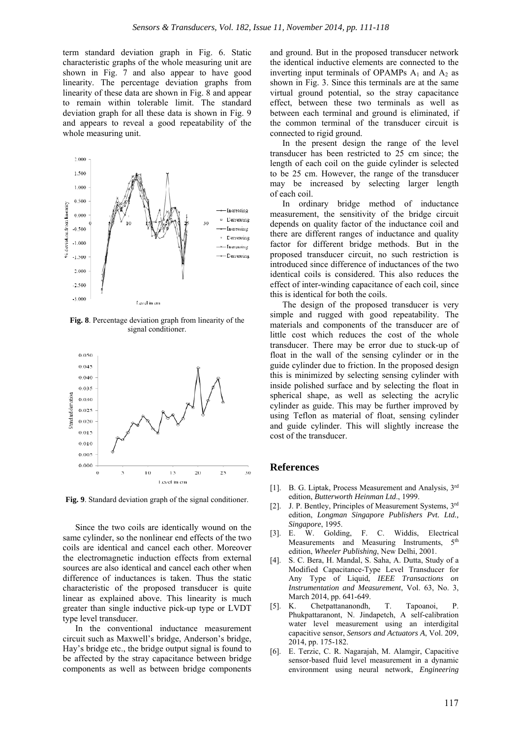term standard deviation graph in Fig. 6. Static characteristic graphs of the whole measuring unit are shown in Fig. 7 and also appear to have good linearity. The percentage deviation graphs from linearity of these data are shown in Fig. 8 and appear to remain within tolerable limit. The standard deviation graph for all these data is shown in Fig. 9 and appears to reveal a good repeatability of the whole measuring unit.

**Fig. 8**. Percentage deviation graph from linearity of the signal conditioner.

**Fig. 9**. Standard deviation graph of the signal conditioner.

Since the two coils are identically wound on the same cylinder, so the nonlinear end effects of the two coils are identical and cancel each other. Moreover the electromagnetic induction effects from external sources are also identical and cancel each other when difference of inductances is taken. Thus the static characteristic of the proposed transducer is quite linear as explained above. This linearity is much greater than single inductive pick-up type or LVDT type level transducer.

In the conventional inductance measurement circuit such as Maxwell's bridge, Anderson's bridge, Hay's bridge etc., the bridge output signal is found to be affected by the stray capacitance between bridge components as well as between bridge components and ground. But in the proposed transducer network the identical inductive elements are connected to the inverting input terminals of OPAMPs $A_1$ and $A_2$ as shown in Fig. 3. Since this terminals are at the same virtual ground potential, so the stray capacitance effect, between these two terminals as well as between each terminal and ground is eliminated, if the common terminal of the transducer circuit is connected to rigid ground.

In the present design the range of the level transducer has been restricted to 25 cm since; the length of each coil on the guide cylinder is selected to be 25 cm. However, the range of the transducer may be increased by selecting larger length of each coil.

In ordinary bridge method of inductance measurement, the sensitivity of the bridge circuit depends on quality factor of the inductance coil and there are different ranges of inductance and quality factor for different bridge methods. But in the proposed transducer circuit, no such restriction is introduced since difference of inductances of the two identical coils is considered. This also reduces the effect of inter-winding capacitance of each coil, since this is identical for both the coils.

The design of the proposed transducer is very simple and rugged with good repeatability. The materials and components of the transducer are of little cost which reduces the cost of the whole transducer. There may be error due to stuck-up of float in the wall of the sensing cylinder or in the guide cylinder due to friction. In the proposed design this is minimized by selecting sensing cylinder with inside polished surface and by selecting the float in spherical shape, as well as selecting the acrylic cylinder as guide. This may be further improved by using Teflon as material of float, sensing cylinder and guide cylinder. This will slightly increase the cost of the transducer.

## References

[1]. B. G. Liptak, Process Measurement and Analysis, 3rd edition, *Butterworth Heinman Ltd*., 1999.

[2]. J. P. Bentley, Principles of Measurement Systems, 3rd edition, *Longman Singapore Publishers Pvt. Ltd., Singapore*, 1995.

[3]. E. W. Golding, F. C. Widdis, Electrical Measurements and Measuring Instruments, 5th edition, *Wheeler Publishing*, New Delhi, 2001.

[4]. S. C. Bera, H. Mandal, S. Saha, A. Dutta, Study of a Modified Capacitance-Type Level Transducer for Any Type of Liquid, *IEEE Transactions on Instrumentation and Measurement*, Vol. 63, No. 3, March 2014, pp. 641-649.

[5]. K. Chetpattananondh, T. Tapoanoi, P. Phukpattaranont, N. Jindapetch, A self-calibration water level measurement using an interdigital capacitive sensor, *Sensors and Actuators A*, Vol. 209, 2014, pp. 175-182.

[6]. E. Terzic, C. R. Nagarajah, M. Alamgir, Capacitive sensor-based fluid level measurement in a dynamic environment using neural network, *Engineering*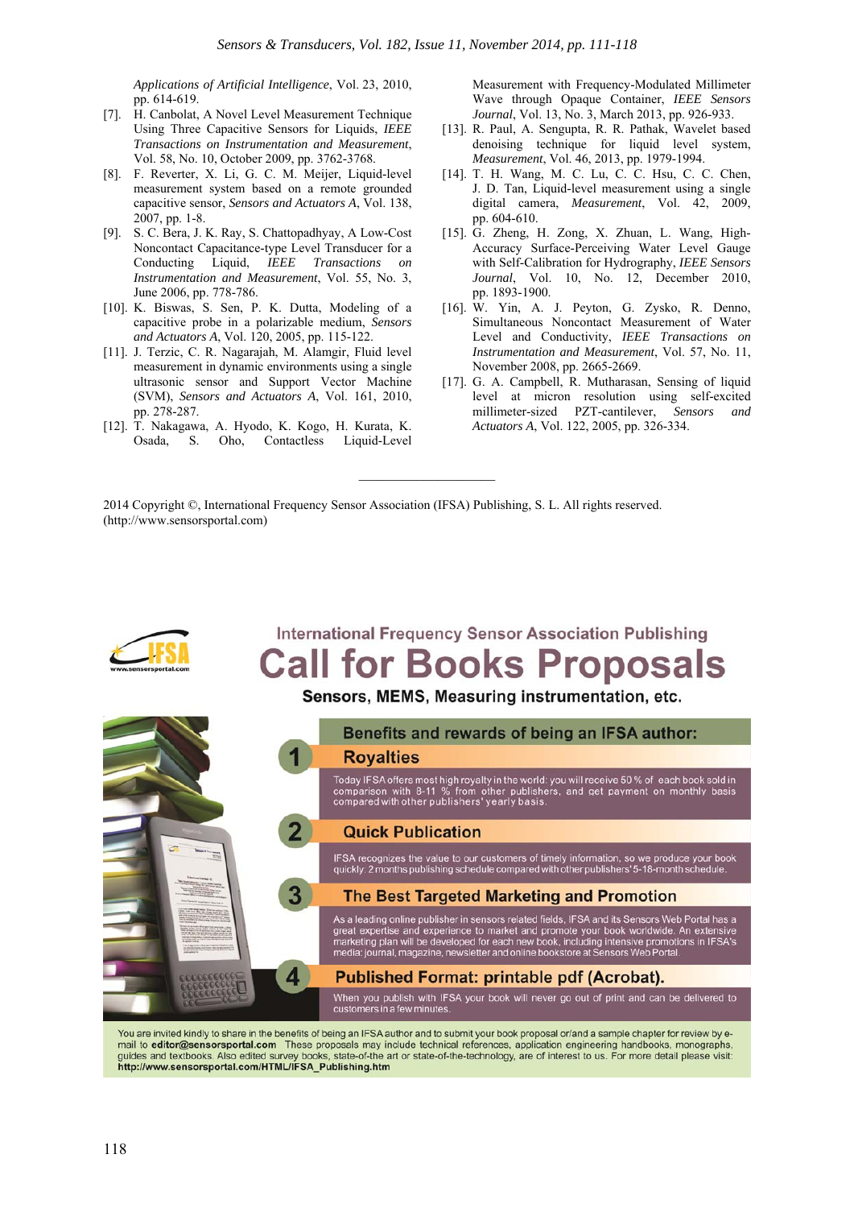Applications of Artificial Intelligence*, Vol. 23, 2010, pp. 614-619.

[7]. H. Canbolat, A Novel Level Measurement Technique Using Three Capacitive Sensors for Liquids, *IEEE Transactions on Instrumentation and Measurement*, Vol. 58, No. 10, October 2009, pp. 3762-3768.

[8]. F. Reverter, X. Li, G. C. M. Meijer, Liquid-level measurement system based on a remote grounded capacitive sensor, *Sensors and Actuators A*, Vol. 138, 2007, pp. 1-8.

[9]. S. C. Bera, J. K. Ray, S. Chattopadhyay, A Low-Cost Noncontact Capacitance-type Level Transducer for a Conducting Liquid, *IEEE Transactions on Instrumentation and Measurement*, Vol. 55, No. 3, June 2006, pp. 778-786.

[10]. K. Biswas, S. Sen, P. K. Dutta, Modeling of a capacitive probe in a polarizable medium, *Sensors and Actuators A*, Vol. 120, 2005, pp. 115-122.

[11]. J. Terzic, C. R. Nagarajah, M. Alamgir, Fluid level measurement in dynamic environments using a single ultrasonic sensor and Support Vector Machine (SVM), *Sensors and Actuators A*, Vol. 161, 2010, pp. 278-287.

[12]. T. Nakagawa, A. Hyodo, K. Kogo, H. Kurata, K. Osada, S. Oho, Contactless Liquid-Level Measurement with Frequency-Modulated Millimeter Wave through Opaque Container, *IEEE Sensors Journal*, Vol. 13, No. 3, March 2013, pp. 926-933.

[13]. R. Paul, A. Sengupta, R. R. Pathak, Wavelet based denoising technique for liquid level system, *Measurement*, Vol. 46, 2013, pp. 1979-1994.

[14]. T. H. Wang, M. C. Lu, C. C. Hsu, C. C. Chen, J. D. Tan, Liquid-level measurement using a single digital camera, *Measurement*, Vol. 42, 2009, pp. 604-610.

[15]. G. Zheng, H. Zong, X. Zhuan, L. Wang, High-Accuracy Surface-Perceiving Water Level Gauge with Self-Calibration for Hydrography, *IEEE Sensors Journal*, Vol. 10, No. 12, December 2010, pp. 1893-1900.

[16]. W. Yin, A. J. Peyton, G. Zysko, R. Denno, Simultaneous Noncontact Measurement of Water Level and Conductivity, *IEEE Transactions on Instrumentation and Measurement*, Vol. 57, No. 11, November 2008, pp. 2665-2669.

[17]. G. A. Campbell, R. Mutharasan, Sensing of liquid level at micron resolution using self-excited millimeter-sized PZT-cantilever, *Sensors and Actuators A*, Vol. 122, 2005, pp. 326-334.

---

2014 Copyright ©, International Frequency Sensor Association (IFSA) Publishing, S. L. All rights reserved. (http://www.sensorsportal.com)

International Frequency Sensor Association Publishing

# Call for Books Proposals

**Sensors, MEMS, Measuring instrumentation, etc.**

**Benefits and rewards of being an IFSA author:**

**1 Royalties**

Today IFSA offers most high royalty in the world: you will receive 50 % of each book sold in comparison with 8-11 % from other publishers, and get payment on monthly basis compared with other publishers' yearly basis.

**2 Quick Publication**

IFSA recognizes the value to our customers of timely information, so we produce your book quickly: 2 months publishing schedule compared with other publishers' 5-18-month schedule.

**3 The Best Targeted Marketing and Promotion**

As a leading online publisher in sensors related fields, IFSA and its Sensors Web Portal has a great expertise and experience to market and promote your book worldwide. An extensive marketing plan will be developed for each new book, including intensive promotions in IFSA's media: journal, magazine, newsletter and online bookstore at Sensors Web Portal.

**4 Published Format: printable pdf (Acrobat).**

When you publish with IFSA your book will never go out of print and can be delivered to customers in a few minutes.

You are invited kindly to share in the benefits of being an IFSA author and to submit your book proposal or/and a sample chapter for review by e-mail to **editor@sensorsportal.com** These proposals may include technical references, application engineering handbooks, monographs, guides and textbooks. Also edited survey books, state-of-the art or state-of-the-technology, are of interest to us. For more detail please visit: **http://www.sensorsportal.com/HTML/IFSA_Publishing.htm**